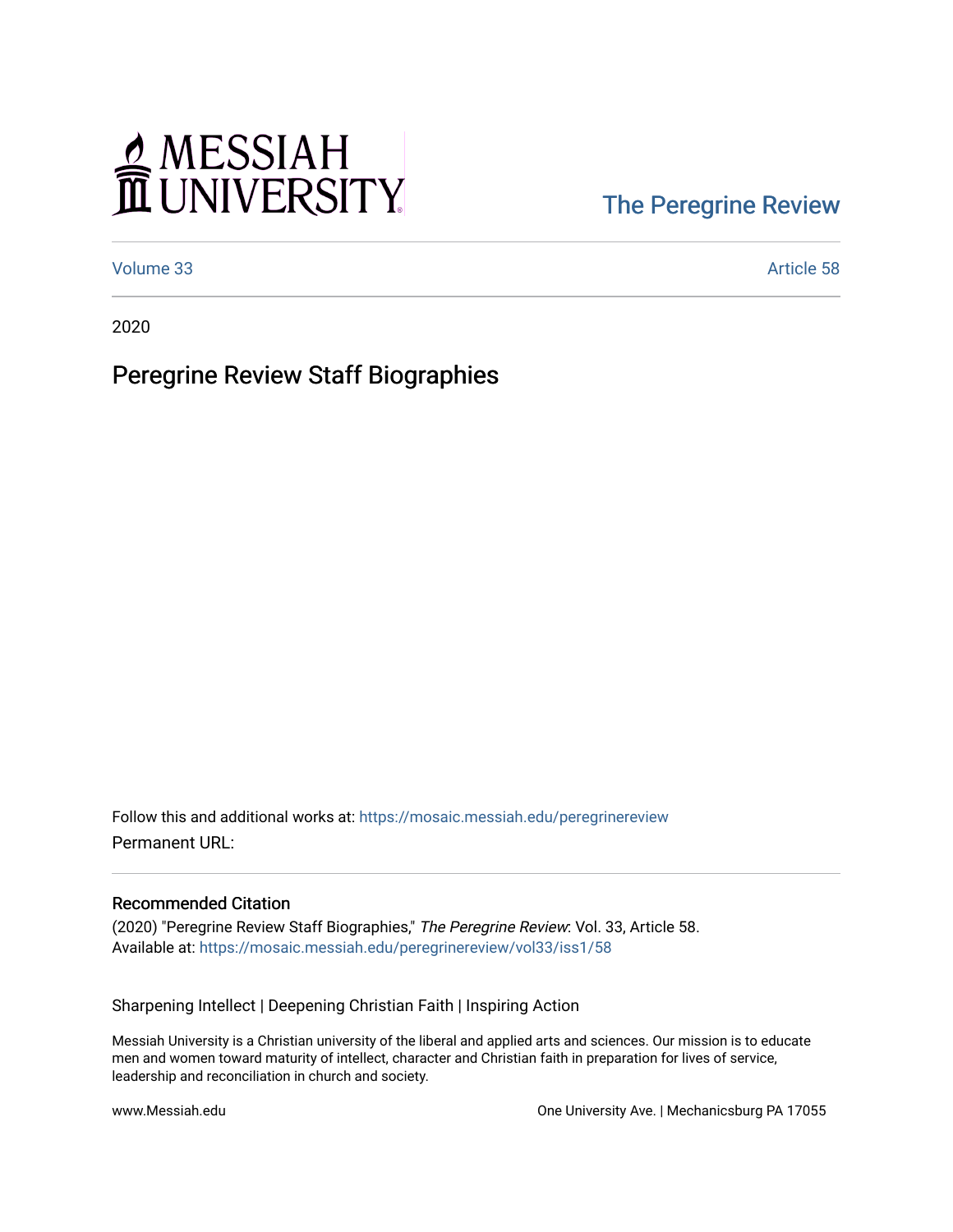MESSIAH UNIVERSITY

The Peregrine Review

Volume 33

Article 58

2020

# Peregrine Review Staff Biographies

Follow this and additional works at: https://mosaic.messiah.edu/peregrinereview

Permanent URL:

## Recommended Citation

(2020) "Peregrine Review Staff Biographies," *The Peregrine Review*: Vol. 33, Article 58.
Available at: https://mosaic.messiah.edu/peregrinereview/vol33/iss1/58

Sharpening Intellect | Deepening Christian Faith | Inspiring Action

Messiah University is a Christian university of the liberal and applied arts and sciences. Our mission is to educate men and women toward maturity of intellect, character and Christian faith in preparation for lives of service, leadership and reconciliation in church and society.

www.Messiah.edu

One University Ave. | Mechanicsburg PA 17055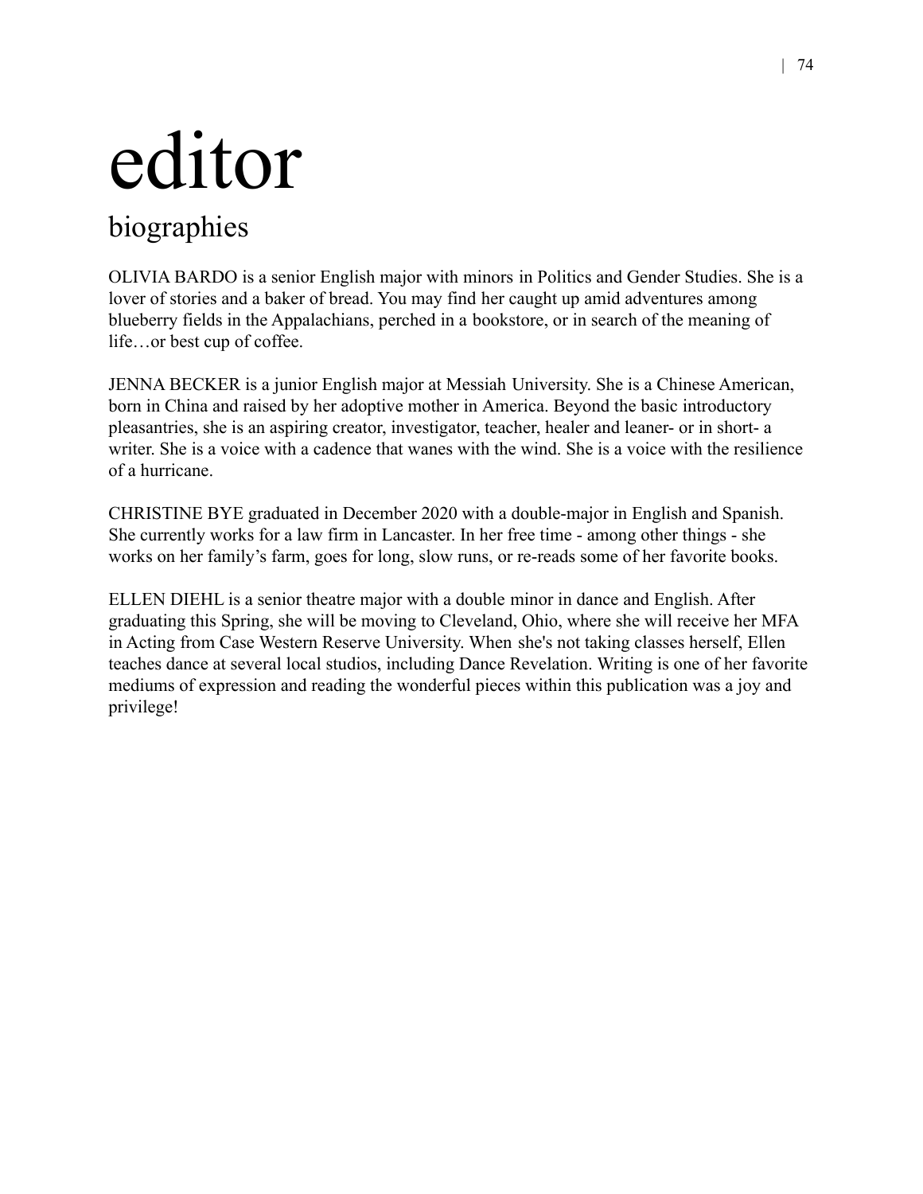# editor

## biographies

OLIVIA BARDO is a senior English major with minors in Politics and Gender Studies. She is a lover of stories and a baker of bread. You may find her caught up amid adventures among blueberry fields in the Appalachians, perched in a bookstore, or in search of the meaning of life…or best cup of coffee.

JENNA BECKER is a junior English major at Messiah University. She is a Chinese American, born in China and raised by her adoptive mother in America. Beyond the basic introductory pleasantries, she is an aspiring creator, investigator, teacher, healer and leaner- or in short- a writer. She is a voice with a cadence that wanes with the wind. She is a voice with the resilience of a hurricane.

CHRISTINE BYE graduated in December 2020 with a double-major in English and Spanish. She currently works for a law firm in Lancaster. In her free time - among other things - she works on her family's farm, goes for long, slow runs, or re-reads some of her favorite books.

ELLEN DIEHL is a senior theatre major with a double minor in dance and English. After graduating this Spring, she will be moving to Cleveland, Ohio, where she will receive her MFA in Acting from Case Western Reserve University. When she's not taking classes herself, Ellen teaches dance at several local studios, including Dance Revelation. Writing is one of her favorite mediums of expression and reading the wonderful pieces within this publication was a joy and privilege!